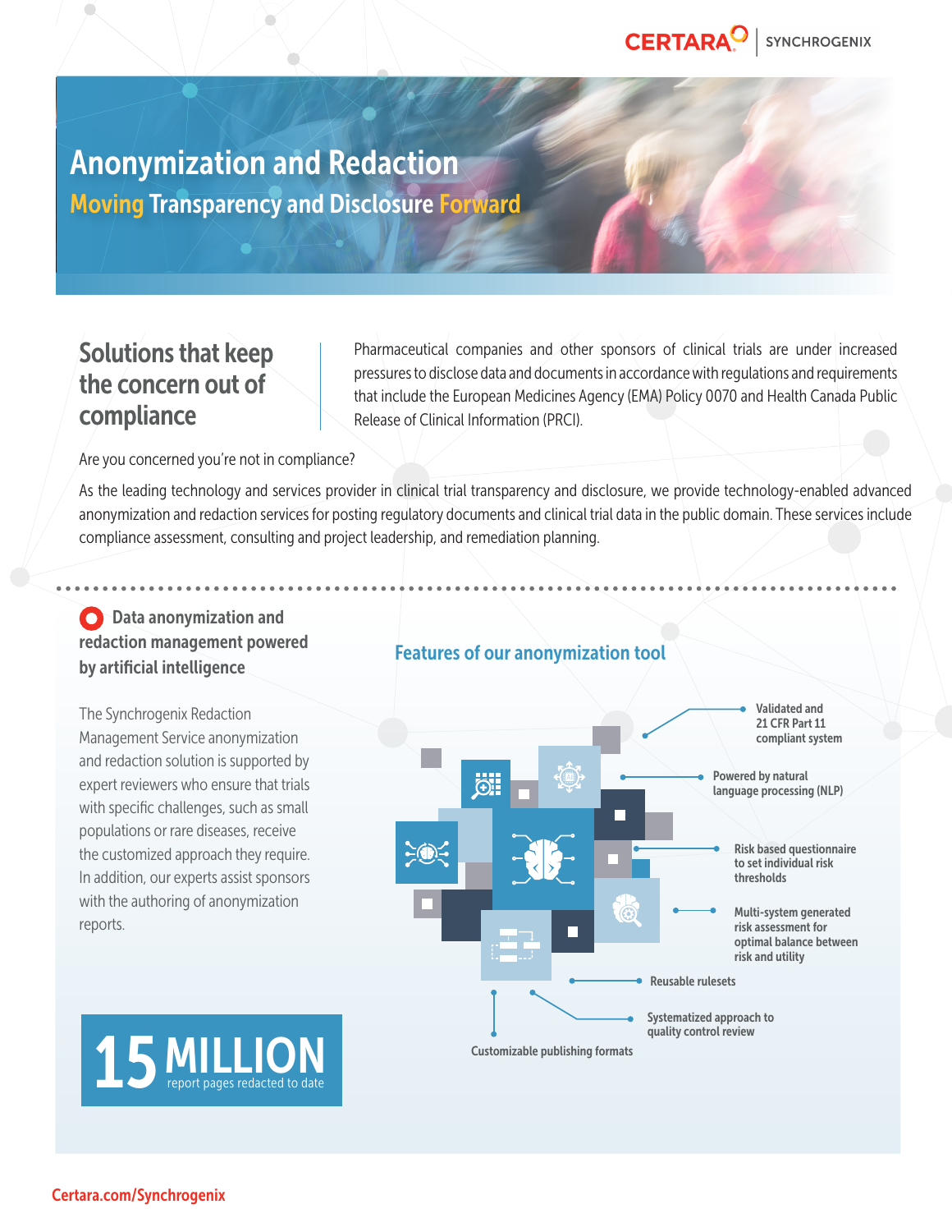# Anonymization and Redaction

## Moving Transparency and Disclosure Forward

## Solutions that keep the concern out of compliance

Pharmaceutical companies and other sponsors of clinical trials are under increased pressures to disclose data and documents in accordance with regulations and requirements that include the European Medicines Agency (EMA) Policy 0070 and Health Canada Public Release of Clinical Information (PRCI).

Are you concerned you're not in compliance?

As the leading technology and services provider in clinical trial transparency and disclosure, we provide technology-enabled advanced anonymization and redaction services for posting regulatory documents and clinical trial data in the public domain. These services include compliance assessment, consulting and project leadership, and remediation planning.

### Data anonymization and redaction management powered by artificial intelligence

The Synchrogenix Redaction Management Service anonymization and redaction solution is supported by expert reviewers who ensure that trials with specific challenges, such as small populations or rare diseases, receive the customized approach they require. In addition, our experts assist sponsors with the authoring of anonymization reports.

**15 MILLION** report pages redacted to date

### Features of our anonymization tool

- Validated and 21 CFR Part 11 compliant system
- Powered by natural language processing (NLP)
- Risk based questionnaire to set individual risk thresholds
- Multi-system generated risk assessment for optimal balance between risk and utility
- Reusable rulesets
- Systematized approach to quality control review
- Customizable publishing formats

Certara.com/Synchrogenix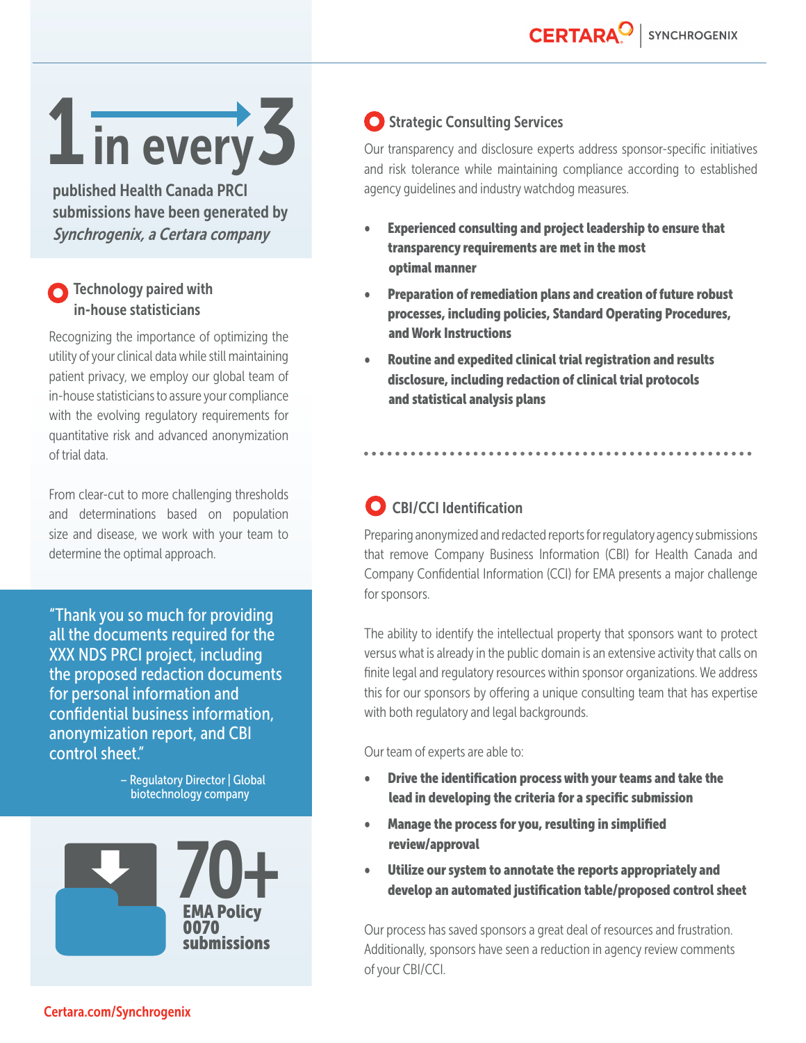# 1 in every 3

**published Health Canada PRCI submissions have been generated by *Synchrogenix, a Certara company***

## Technology paired with in-house statisticians

Recognizing the importance of optimizing the utility of your clinical data while still maintaining patient privacy, we employ our global team of in-house statisticians to assure your compliance with the evolving regulatory requirements for quantitative risk and advanced anonymization of trial data.

From clear-cut to more challenging thresholds and determinations based on population size and disease, we work with your team to determine the optimal approach.

> "Thank you so much for providing all the documents required for the XXX NDS PRCI project, including the proposed redaction documents for personal information and confidential business information, anonymization report, and CBI control sheet."
>
> – Regulatory Director | Global biotechnology company

**70+ EMA Policy 0070 submissions**

## Strategic Consulting Services

Our transparency and disclosure experts address sponsor-specific initiatives and risk tolerance while maintaining compliance according to established agency guidelines and industry watchdog measures.

- **Experienced consulting and project leadership to ensure that transparency requirements are met in the most optimal manner**
- **Preparation of remediation plans and creation of future robust processes, including policies, Standard Operating Procedures, and Work Instructions**
- **Routine and expedited clinical trial registration and results disclosure, including redaction of clinical trial protocols and statistical analysis plans**

## CBI/CCI Identification

Preparing anonymized and redacted reports for regulatory agency submissions that remove Company Business Information (CBI) for Health Canada and Company Confidential Information (CCI) for EMA presents a major challenge for sponsors.

The ability to identify the intellectual property that sponsors want to protect versus what is already in the public domain is an extensive activity that calls on finite legal and regulatory resources within sponsor organizations. We address this for our sponsors by offering a unique consulting team that has expertise with both regulatory and legal backgrounds.

Our team of experts are able to:

- **Drive the identification process with your teams and take the lead in developing the criteria for a specific submission**
- **Manage the process for you, resulting in simplified review/approval**
- **Utilize our system to annotate the reports appropriately and develop an automated justification table/proposed control sheet**

Our process has saved sponsors a great deal of resources and frustration. Additionally, sponsors have seen a reduction in agency review comments of your CBI/CCI.

Certara.com/Synchrogenix